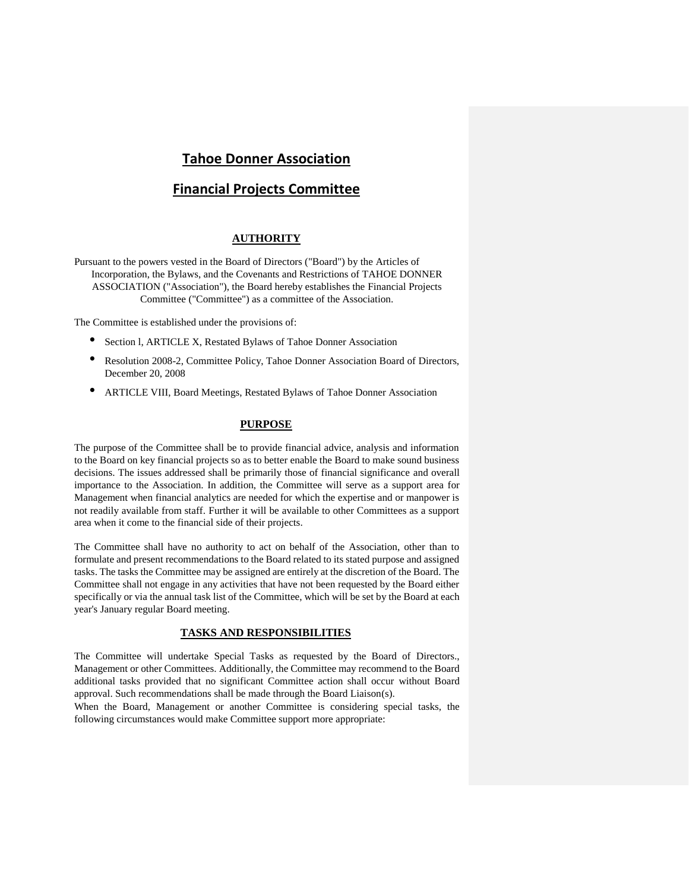# Tahoe Donner Association

# Financial Projects Committee

## AUTHORITY

Pursuant to the powers vested in the Board of Directors ("Board") by the Articles of Incorporation, the Bylaws, and the Covenants and Restrictions of TAHOE DONNER ASSOCIATION ("Association"), the Board hereby establishes the Financial Projects Committee ("Committee") as a committee of the Association.

The Committee is established under the provisions of:

- Section l, ARTICLE X, Restated Bylaws of Tahoe Donner Association
- Resolution 2008-2, Committee Policy, Tahoe Donner Association Board of Directors, December 20, 2008
- ARTICLE VIII, Board Meetings, Restated Bylaws of Tahoe Donner Association

## PURPOSE

The purpose of the Committee shall be to provide financial advice, analysis and information to the Board on key financial projects so as to better enable the Board to make sound business decisions. The issues addressed shall be primarily those of financial significance and overall importance to the Association. In addition, the Committee will serve as a support area for Management when financial analytics are needed for which the expertise and or manpower is not readily available from staff. Further it will be available to other Committees as a support area when it come to the financial side of their projects.

The Committee shall have no authority to act on behalf of the Association, other than to formulate and present recommendations to the Board related to its stated purpose and assigned tasks. The tasks the Committee may be assigned are entirely at the discretion of the Board. The Committee shall not engage in any activities that have not been requested by the Board either specifically or via the annual task list of the Committee, which will be set by the Board at each year's January regular Board meeting.

## TASKS AND RESPONSIBILITIES

The Committee will undertake Special Tasks as requested by the Board of Directors., Management or other Committees. Additionally, the Committee may recommend to the Board additional tasks provided that no significant Committee action shall occur without Board approval. Such recommendations shall be made through the Board Liaison(s).

When the Board, Management or another Committee is considering special tasks, the following circumstances would make Committee support more appropriate: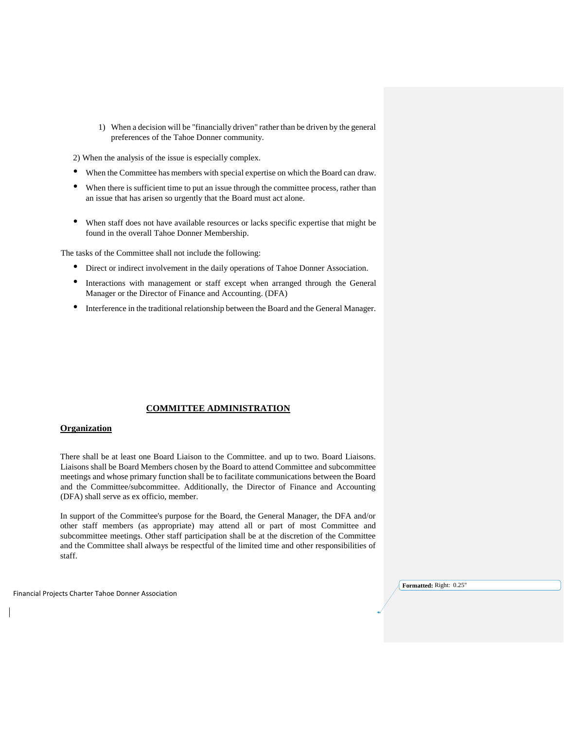1) When a decision will be "financially driven" rather than be driven by the general preferences of the Tahoe Donner community.

2) When the analysis of the issue is especially complex.

- When the Committee has members with special expertise on which the Board can draw.
- When there is sufficient time to put an issue through the committee process, rather than an issue that has arisen so urgently that the Board must act alone.
- When staff does not have available resources or lacks specific expertise that might be found in the overall Tahoe Donner Membership.

The tasks of the Committee shall not include the following:

- Direct or indirect involvement in the daily operations of Tahoe Donner Association.
- Interactions with management or staff except when arranged through the General Manager or the Director of Finance and Accounting. (DFA)
- Interference in the traditional relationship between the Board and the General Manager.

## COMMITTEE ADMINISTRATION

### Organization

There shall be at least one Board Liaison to the Committee. and up to two. Board Liaisons. Liaisons shall be Board Members chosen by the Board to attend Committee and subcommittee meetings and whose primary function shall be to facilitate communications between the Board and the Committee/subcommittee. Additionally, the Director of Finance and Accounting (DFA) shall serve as ex officio, member.

In support of the Committee's purpose for the Board, the General Manager, the DFA and/or other staff members (as appropriate) may attend all or part of most Committee and subcommittee meetings. Other staff participation shall be at the discretion of the Committee and the Committee shall always be respectful of the limited time and other responsibilities of staff.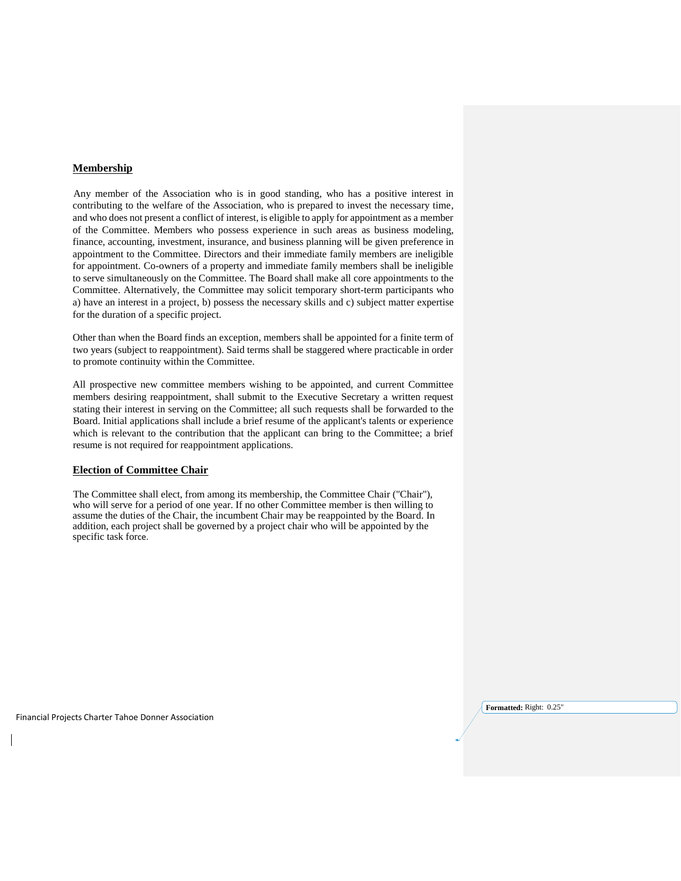## Membership

Any member of the Association who is in good standing, who has a positive interest in contributing to the welfare of the Association, who is prepared to invest the necessary time, and who does not present a conflict of interest, is eligible to apply for appointment as a member of the Committee. Members who possess experience in such areas as business modeling, finance, accounting, investment, insurance, and business planning will be given preference in appointment to the Committee. Directors and their immediate family members are ineligible for appointment. Co-owners of a property and immediate family members shall be ineligible to serve simultaneously on the Committee. The Board shall make all core appointments to the Committee. Alternatively, the Committee may solicit temporary short-term participants who a) have an interest in a project, b) possess the necessary skills and c) subject matter expertise for the duration of a specific project.

Other than when the Board finds an exception, members shall be appointed for a finite term of two years (subject to reappointment). Said terms shall be staggered where practicable in order to promote continuity within the Committee.

All prospective new committee members wishing to be appointed, and current Committee members desiring reappointment, shall submit to the Executive Secretary a written request stating their interest in serving on the Committee; all such requests shall be forwarded to the Board. Initial applications shall include a brief resume of the applicant's talents or experience which is relevant to the contribution that the applicant can bring to the Committee; a brief resume is not required for reappointment applications.

## Election of Committee Chair

The Committee shall elect, from among its membership, the Committee Chair ("Chair"), who will serve for a period of one year. If no other Committee member is then willing to assume the duties of the Chair, the incumbent Chair may be reappointed by the Board. In addition, each project shall be governed by a project chair who will be appointed by the specific task force.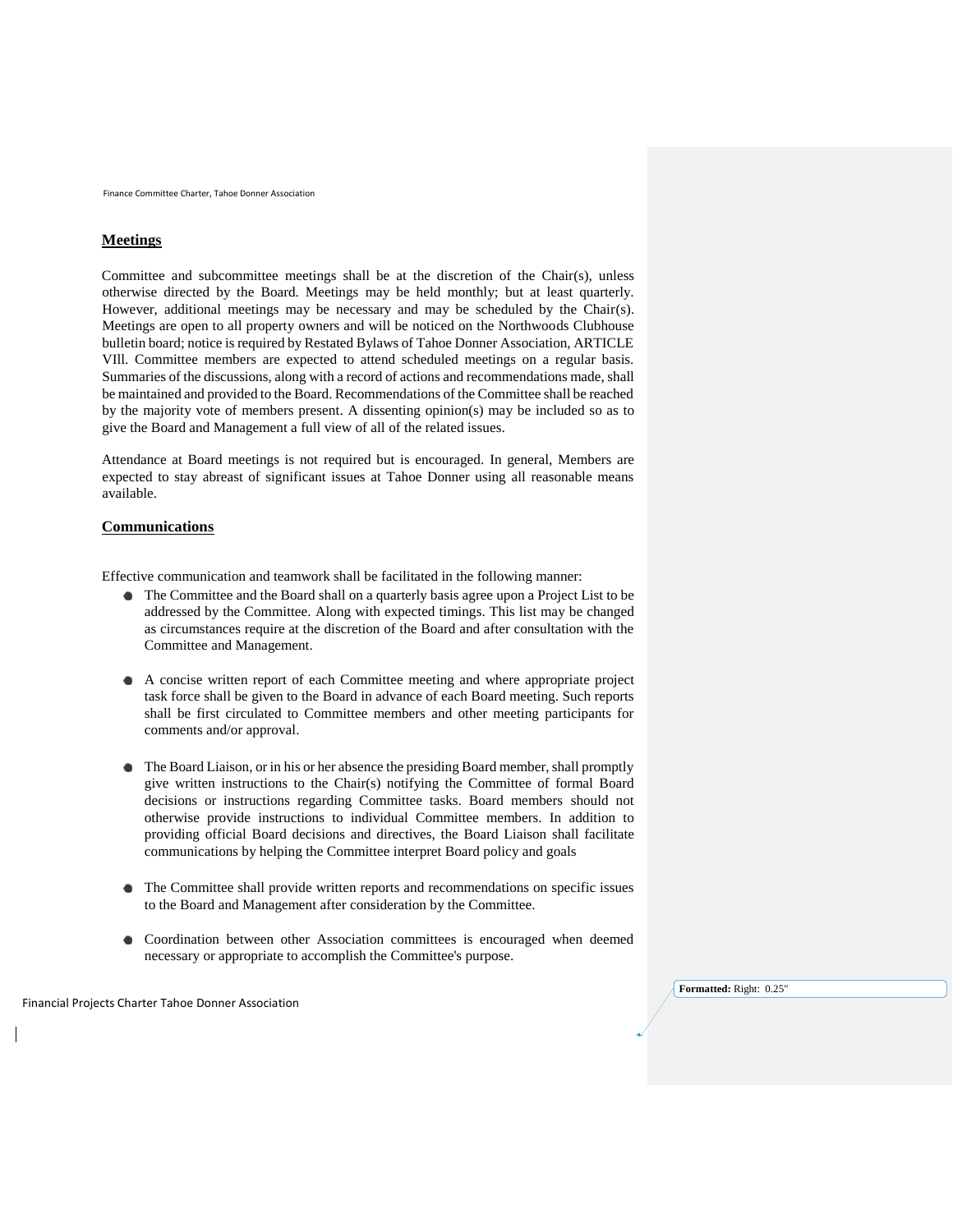## Meetings

Committee and subcommittee meetings shall be at the discretion of the Chair(s), unless otherwise directed by the Board. Meetings may be held monthly; but at least quarterly. However, additional meetings may be necessary and may be scheduled by the Chair(s). Meetings are open to all property owners and will be noticed on the Northwoods Clubhouse bulletin board; notice is required by Restated Bylaws of Tahoe Donner Association, ARTICLE VIll. Committee members are expected to attend scheduled meetings on a regular basis. Summaries of the discussions, along with a record of actions and recommendations made, shall be maintained and provided to the Board. Recommendations of the Committee shall be reached by the majority vote of members present. A dissenting opinion(s) may be included so as to give the Board and Management a full view of all of the related issues.

Attendance at Board meetings is not required but is encouraged. In general, Members are expected to stay abreast of significant issues at Tahoe Donner using all reasonable means available.

## Communications

Effective communication and teamwork shall be facilitated in the following manner:

- The Committee and the Board shall on a quarterly basis agree upon a Project List to be addressed by the Committee. Along with expected timings. This list may be changed as circumstances require at the discretion of the Board and after consultation with the Committee and Management.
- A concise written report of each Committee meeting and where appropriate project task force shall be given to the Board in advance of each Board meeting. Such reports shall be first circulated to Committee members and other meeting participants for comments and/or approval.
- The Board Liaison, or in his or her absence the presiding Board member, shall promptly give written instructions to the Chair(s) notifying the Committee of formal Board decisions or instructions regarding Committee tasks. Board members should not otherwise provide instructions to individual Committee members. In addition to providing official Board decisions and directives, the Board Liaison shall facilitate communications by helping the Committee interpret Board policy and goals
- The Committee shall provide written reports and recommendations on specific issues to the Board and Management after consideration by the Committee.
- Coordination between other Association committees is encouraged when deemed necessary or appropriate to accomplish the Committee's purpose.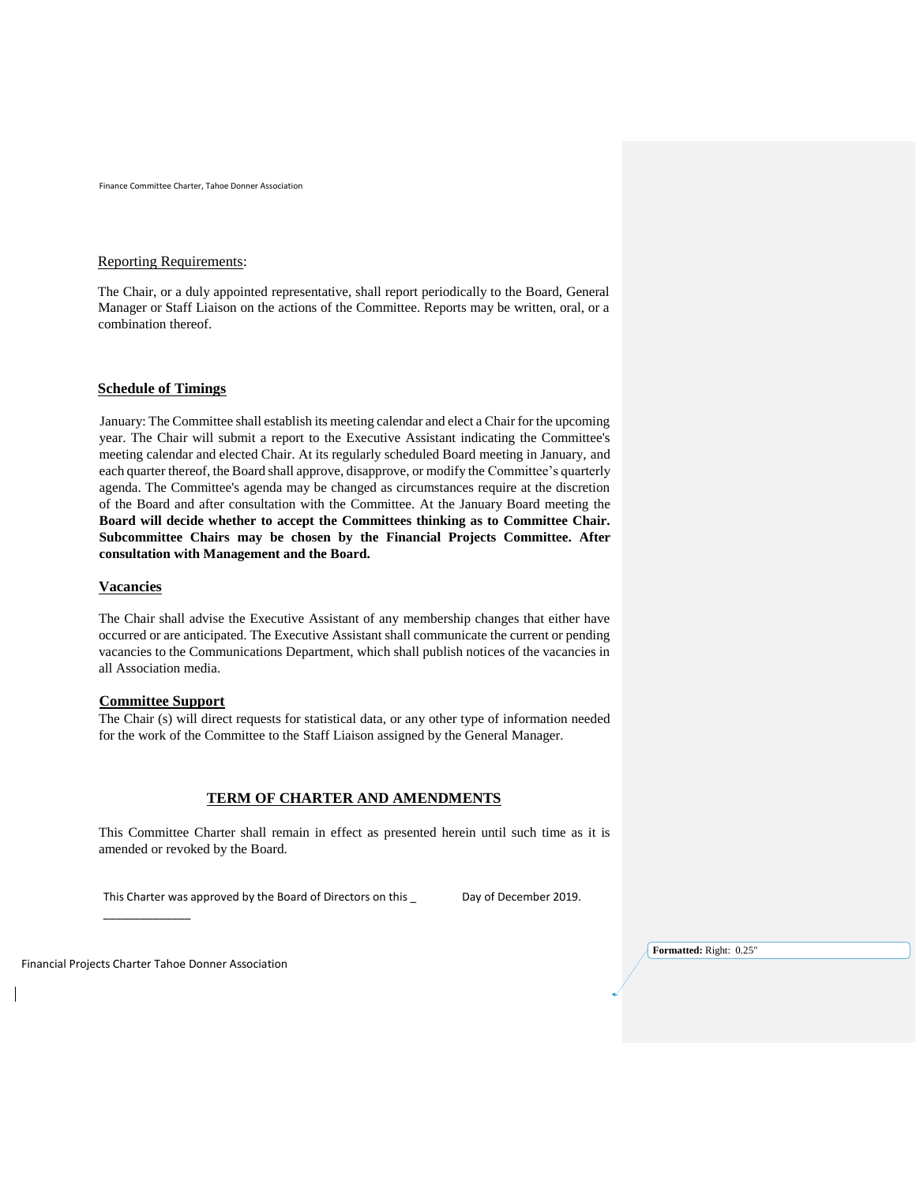Reporting Requirements:

The Chair, or a duly appointed representative, shall report periodically to the Board, General Manager or Staff Liaison on the actions of the Committee. Reports may be written, oral, or a combination thereof.

## Schedule of Timings

January: The Committee shall establish its meeting calendar and elect a Chair for the upcoming year. The Chair will submit a report to the Executive Assistant indicating the Committee's meeting calendar and elected Chair. At its regularly scheduled Board meeting in January, and each quarter thereof, the Board shall approve, disapprove, or modify the Committee's quarterly agenda. The Committee's agenda may be changed as circumstances require at the discretion of the Board and after consultation with the Committee. At the January Board meeting the **Board will decide whether to accept the Committees thinking as to Committee Chair. Subcommittee Chairs may be chosen by the Financial Projects Committee. After consultation with Management and the Board.**

## Vacancies

The Chair shall advise the Executive Assistant of any membership changes that either have occurred or are anticipated. The Executive Assistant shall communicate the current or pending vacancies to the Communications Department, which shall publish notices of the vacancies in all Association media.

## Committee Support

The Chair (s) will direct requests for statistical data, or any other type of information needed for the work of the Committee to the Staff Liaison assigned by the General Manager.

## TERM OF CHARTER AND AMENDMENTS

This Committee Charter shall remain in effect as presented herein until such time as it is amended or revoked by the Board.

This Charter was approved by the Board of Directors on this _ Day of December 2019.

_____________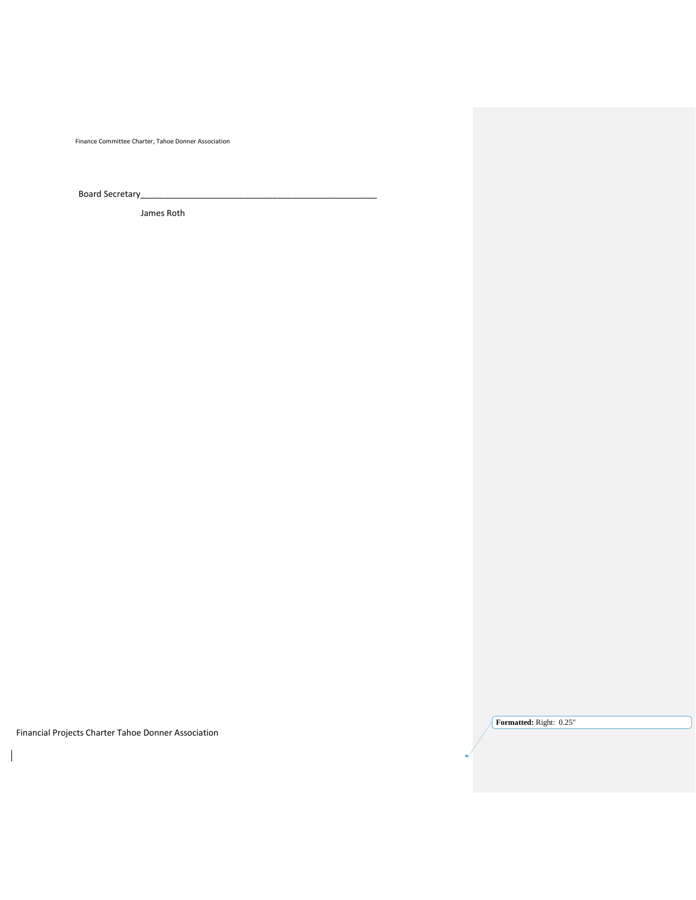Board Secretary___________________________________________________

James Roth